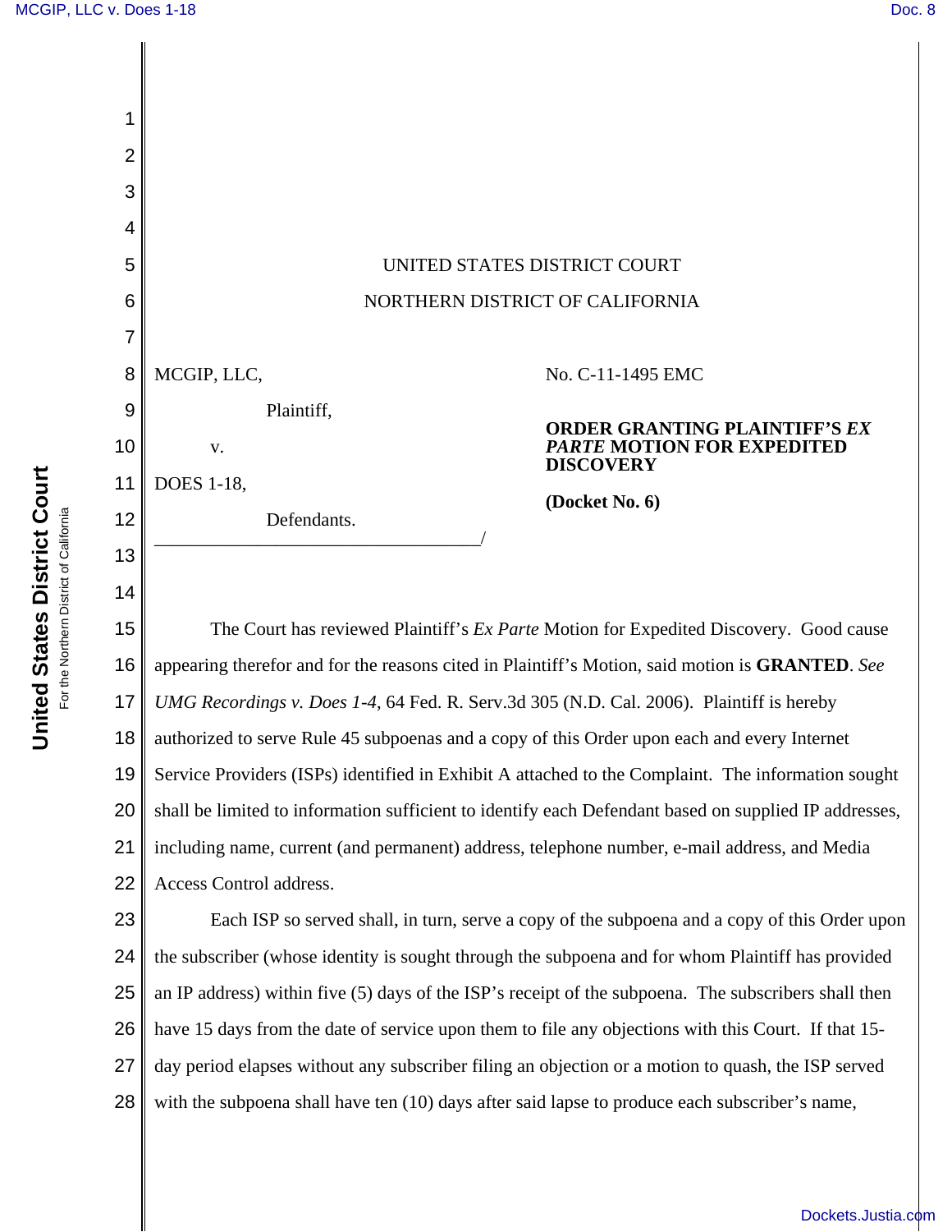UNITED STATES DISTRICT COURT

NORTHERN DISTRICT OF CALIFORNIA

MCGIP, LLC,

Plaintiff,

v.

DOES 1-18,

Defendants.

No. C-11-1495 EMC

**ORDER GRANTING PLAINTIFF'S *EX PARTE* MOTION FOR EXPEDITED DISCOVERY**

**(Docket No. 6)**

The Court has reviewed Plaintiff's *Ex Parte* Motion for Expedited Discovery. Good cause appearing therefor and for the reasons cited in Plaintiff's Motion, said motion is **GRANTED**. *See UMG Recordings v. Does 1-4*, 64 Fed. R. Serv.3d 305 (N.D. Cal. 2006). Plaintiff is hereby authorized to serve Rule 45 subpoenas and a copy of this Order upon each and every Internet Service Providers (ISPs) identified in Exhibit A attached to the Complaint. The information sought shall be limited to information sufficient to identify each Defendant based on supplied IP addresses, including name, current (and permanent) address, telephone number, e-mail address, and Media Access Control address.

Each ISP so served shall, in turn, serve a copy of the subpoena and a copy of this Order upon the subscriber (whose identity is sought through the subpoena and for whom Plaintiff has provided an IP address) within five (5) days of the ISP's receipt of the subpoena. The subscribers shall then have 15 days from the date of service upon them to file any objections with this Court. If that 15-day period elapses without any subscriber filing an objection or a motion to quash, the ISP served with the subpoena shall have ten (10) days after said lapse to produce each subscriber's name,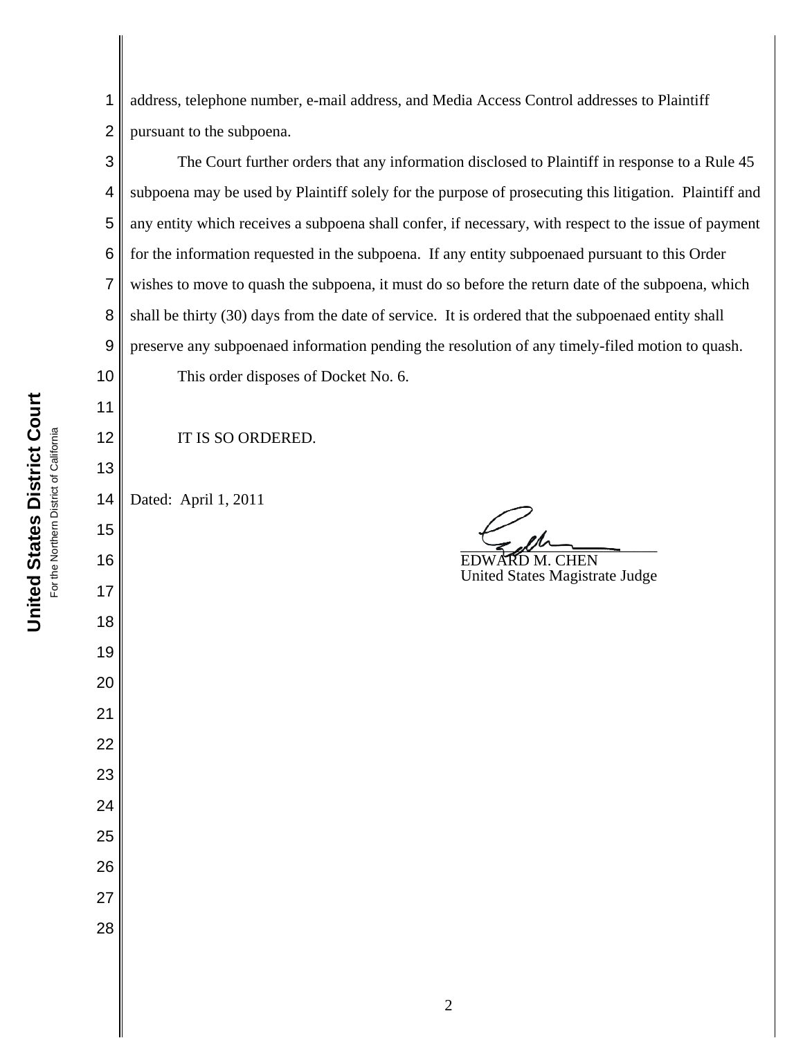address, telephone number, e-mail address, and Media Access Control addresses to Plaintiff pursuant to the subpoena.

The Court further orders that any information disclosed to Plaintiff in response to a Rule 45 subpoena may be used by Plaintiff solely for the purpose of prosecuting this litigation. Plaintiff and any entity which receives a subpoena shall confer, if necessary, with respect to the issue of payment for the information requested in the subpoena. If any entity subpoenaed pursuant to this Order wishes to move to quash the subpoena, it must do so before the return date of the subpoena, which shall be thirty (30) days from the date of service. It is ordered that the subpoenaed entity shall preserve any subpoenaed information pending the resolution of any timely-filed motion to quash.

This order disposes of Docket No. 6.

IT IS SO ORDERED.

Dated: April 1, 2011

EDWARD M. CHEN
United States Magistrate Judge